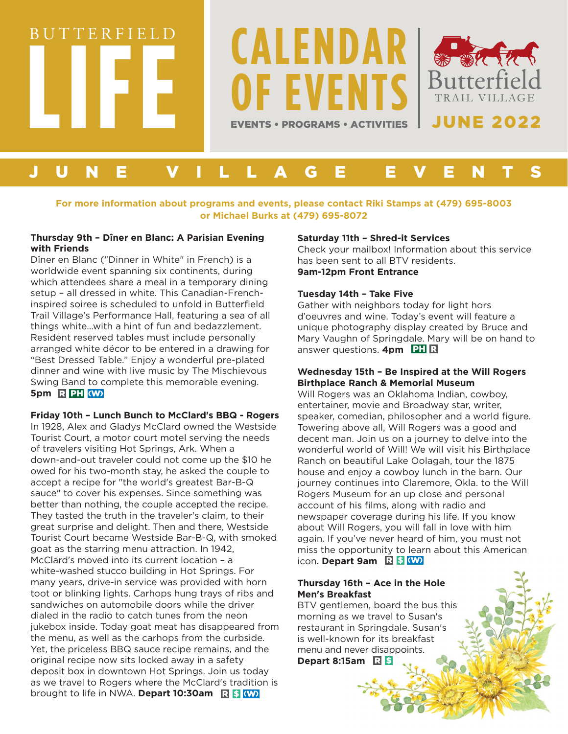# BUTTERFIELD LIFE

# CALENDAR OF EVENTS

EVENTS • PROGRAMS • ACTIVITIES

Butterfield TRAIL VILLAGE

**JUNE 2022**

## JUNE VILLAGE EVENTS

**For more information about programs and events, please contact Riki Stamps at (479) 695-8003 or Michael Burks at (479) 695-8072**

**Thursday 9th – Dîner en Blanc: A Parisian Evening with Friends**

Dîner en Blanc ("Dinner in White" in French) is a worldwide event spanning six continents, during which attendees share a meal in a temporary dining setup – all dressed in white. This Canadian-French-inspired soiree is scheduled to unfold in Butterfield Trail Village's Performance Hall, featuring a sea of all things white...with a hint of fun and bedazzlement. Resident reserved tables must include personally arranged white décor to be entered in a drawing for "Best Dressed Table." Enjoy a wonderful pre-plated dinner and wine with live music by The Mischievous Swing Band to complete this memorable evening. **5pm** R PH (W)

**Friday 10th – Lunch Bunch to McClard's BBQ - Rogers**

In 1928, Alex and Gladys McClard owned the Westside Tourist Court, a motor court motel serving the needs of travelers visiting Hot Springs, Ark. When a down-and-out traveler could not come up the $10 he owed for his two-month stay, he asked the couple to accept a recipe for "the world's greatest Bar-B-Q sauce" to cover his expenses. Since something was better than nothing, the couple accepted the recipe. They tasted the truth in the traveler's claim, to their great surprise and delight. Then and there, Westside Tourist Court became Westside Bar-B-Q, with smoked goat as the starring menu attraction. In 1942, McClard's moved into its current location – a white-washed stucco building in Hot Springs. For many years, drive-in service was provided with horn toot or blinking lights. Carhops hung trays of ribs and sandwiches on automobile doors while the driver dialed in the radio to catch tunes from the neon jukebox inside. Today goat meat has disappeared from the menu, as well as the carhops from the curbside. Yet, the priceless BBQ sauce recipe remains, and the original recipe now sits locked away in a safety deposit box in downtown Hot Springs. Join us today as we travel to Rogers where the McClard's tradition is brought to life in NWA. **Depart 10:30am** R $ (W)

**Saturday 11th – Shred-it Services**

Check your mailbox! Information about this service has been sent to all BTV residents.
**9am-12pm Front Entrance**

**Tuesday 14th – Take Five**

Gather with neighbors today for light hors d'oeuvres and wine. Today's event will feature a unique photography display created by Bruce and Mary Vaughn of Springdale. Mary will be on hand to answer questions. **4pm** PH R

**Wednesday 15th – Be Inspired at the Will Rogers Birthplace Ranch & Memorial Museum**

Will Rogers was an Oklahoma Indian, cowboy, entertainer, movie and Broadway star, writer, speaker, comedian, philosopher and a world figure. Towering above all, Will Rogers was a good and decent man. Join us on a journey to delve into the wonderful world of Will! We will visit his Birthplace Ranch on beautiful Lake Oolagah, tour the 1875 house and enjoy a cowboy lunch in the barn. Our journey continues into Claremore, Okla. to the Will Rogers Museum for an up close and personal account of his films, along with radio and newspaper coverage during his life. If you know about Will Rogers, you will fall in love with him again. If you've never heard of him, you must not miss the opportunity to learn about this American icon. **Depart 9am** R $ (W)

**Thursday 16th – Ace in the Hole Men's Breakfast**

BTV gentlemen, board the bus this morning as we travel to Susan's restaurant in Springdale. Susan's is well-known for its breakfast menu and never disappoints.
**Depart 8:15am** R $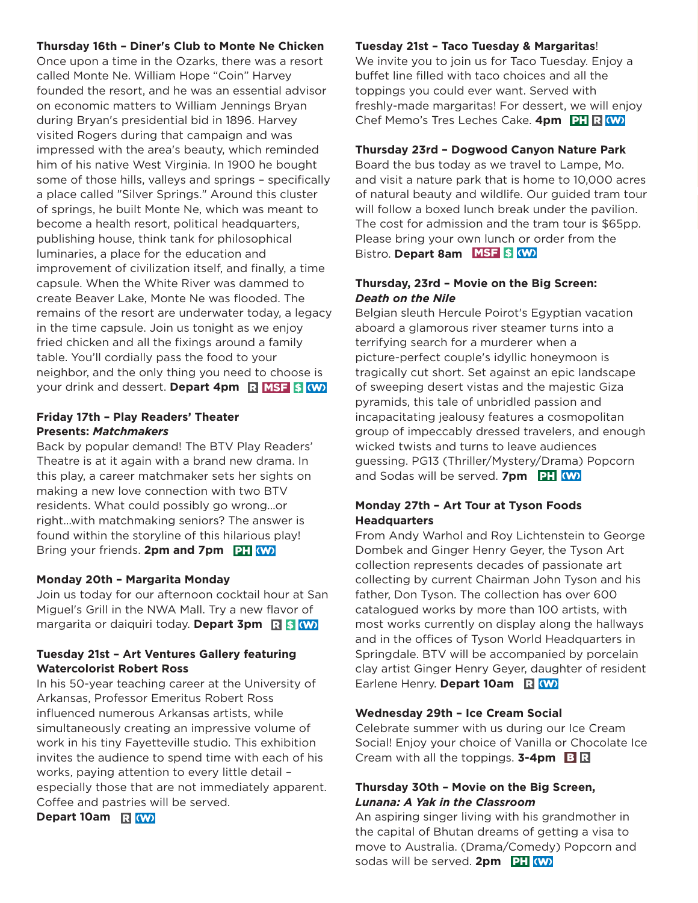**Thursday 16th – Diner's Club to Monte Ne Chicken**
Once upon a time in the Ozarks, there was a resort called Monte Ne. William Hope "Coin" Harvey founded the resort, and he was an essential advisor on economic matters to William Jennings Bryan during Bryan's presidential bid in 1896. Harvey visited Rogers during that campaign and was impressed with the area's beauty, which reminded him of his native West Virginia. In 1900 he bought some of those hills, valleys and springs – specifically a place called "Silver Springs." Around this cluster of springs, he built Monte Ne, which was meant to become a health resort, political headquarters, publishing house, think tank for philosophical luminaries, a place for the education and improvement of civilization itself, and finally, a time capsule. When the White River was dammed to create Beaver Lake, Monte Ne was flooded. The remains of the resort are underwater today, a legacy in the time capsule. Join us tonight as we enjoy fried chicken and all the fixings around a family table. You'll cordially pass the food to your neighbor, and the only thing you need to choose is your drink and dessert. **Depart 4pm** R MSF $ (W)

**Friday 17th – Play Readers' Theater Presents: *Matchmakers***
Back by popular demand! The BTV Play Readers' Theatre is at it again with a brand new drama. In this play, a career matchmaker sets her sights on making a new love connection with two BTV residents. What could possibly go wrong...or right...with matchmaking seniors? The answer is found within the storyline of this hilarious play! Bring your friends. **2pm and 7pm** PH (W)

**Monday 20th – Margarita Monday**
Join us today for our afternoon cocktail hour at San Miguel's Grill in the NWA Mall. Try a new flavor of margarita or daiquiri today. **Depart 3pm** R $ (W)

**Tuesday 21st – Art Ventures Gallery featuring Watercolorist Robert Ross**
In his 50-year teaching career at the University of Arkansas, Professor Emeritus Robert Ross influenced numerous Arkansas artists, while simultaneously creating an impressive volume of work in his tiny Fayetteville studio. This exhibition invites the audience to spend time with each of his works, paying attention to every little detail – especially those that are not immediately apparent. Coffee and pastries will be served.
**Depart 10am** R (W)

**Tuesday 21st – Taco Tuesday & Margaritas!**
We invite you to join us for Taco Tuesday. Enjoy a buffet line filled with taco choices and all the toppings you could ever want. Served with freshly-made margaritas! For dessert, we will enjoy Chef Memo's Tres Leches Cake. **4pm** PH R (W)

**Thursday 23rd – Dogwood Canyon Nature Park**
Board the bus today as we travel to Lampe, Mo. and visit a nature park that is home to 10,000 acres of natural beauty and wildlife. Our guided tram tour will follow a boxed lunch break under the pavilion. The cost for admission and the tram tour is $65pp. Please bring your own lunch or order from the Bistro. **Depart 8am** MSF $ (W)

**Thursday, 23rd – Movie on the Big Screen: *Death on the Nile***
Belgian sleuth Hercule Poirot's Egyptian vacation aboard a glamorous river steamer turns into a terrifying search for a murderer when a picture-perfect couple's idyllic honeymoon is tragically cut short. Set against an epic landscape of sweeping desert vistas and the majestic Giza pyramids, this tale of unbridled passion and incapacitating jealousy features a cosmopolitan group of impeccably dressed travelers, and enough wicked twists and turns to leave audiences guessing. PG13 (Thriller/Mystery/Drama) Popcorn and Sodas will be served. **7pm** PH (W)

**Monday 27th – Art Tour at Tyson Foods Headquarters**
From Andy Warhol and Roy Lichtenstein to George Dombek and Ginger Henry Geyer, the Tyson Art collection represents decades of passionate art collecting by current Chairman John Tyson and his father, Don Tyson. The collection has over 600 catalogued works by more than 100 artists, with most works currently on display along the hallways and in the offices of Tyson World Headquarters in Springdale. BTV will be accompanied by porcelain clay artist Ginger Henry Geyer, daughter of resident Earlene Henry. **Depart 10am** R (W)

**Wednesday 29th – Ice Cream Social**
Celebrate summer with us during our Ice Cream Social! Enjoy your choice of Vanilla or Chocolate Ice Cream with all the toppings. **3-4pm** B R

**Thursday 30th – Movie on the Big Screen, *Lunana: A Yak in the Classroom***
An aspiring singer living with his grandmother in the capital of Bhutan dreams of getting a visa to move to Australia. (Drama/Comedy) Popcorn and sodas will be served. **2pm** PH (W)